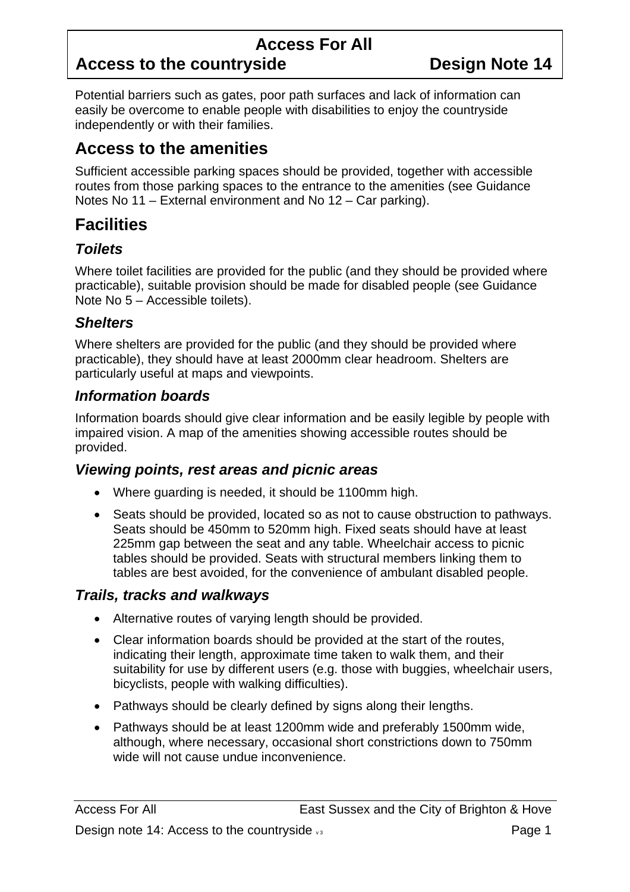# Access For All

## Access to the countryside — Design Note 14

Potential barriers such as gates, poor path surfaces and lack of information can easily be overcome to enable people with disabilities to enjoy the countryside independently or with their families.

## Access to the amenities

Sufficient accessible parking spaces should be provided, together with accessible routes from those parking spaces to the entrance to the amenities (see Guidance Notes No 11 – External environment and No 12 – Car parking).

## Facilities

### *Toilets*

Where toilet facilities are provided for the public (and they should be provided where practicable), suitable provision should be made for disabled people (see Guidance Note No 5 – Accessible toilets).

### *Shelters*

Where shelters are provided for the public (and they should be provided where practicable), they should have at least 2000mm clear headroom. Shelters are particularly useful at maps and viewpoints.

### *Information boards*

Information boards should give clear information and be easily legible by people with impaired vision. A map of the amenities showing accessible routes should be provided.

### *Viewing points, rest areas and picnic areas*

- Where guarding is needed, it should be 1100mm high.
- Seats should be provided, located so as not to cause obstruction to pathways. Seats should be 450mm to 520mm high. Fixed seats should have at least 225mm gap between the seat and any table. Wheelchair access to picnic tables should be provided. Seats with structural members linking them to tables are best avoided, for the convenience of ambulant disabled people.

### *Trails, tracks and walkways*

- Alternative routes of varying length should be provided.
- Clear information boards should be provided at the start of the routes, indicating their length, approximate time taken to walk them, and their suitability for use by different users (e.g. those with buggies, wheelchair users, bicyclists, people with walking difficulties).
- Pathways should be clearly defined by signs along their lengths.
- Pathways should be at least 1200mm wide and preferably 1500mm wide, although, where necessary, occasional short constrictions down to 750mm wide will not cause undue inconvenience.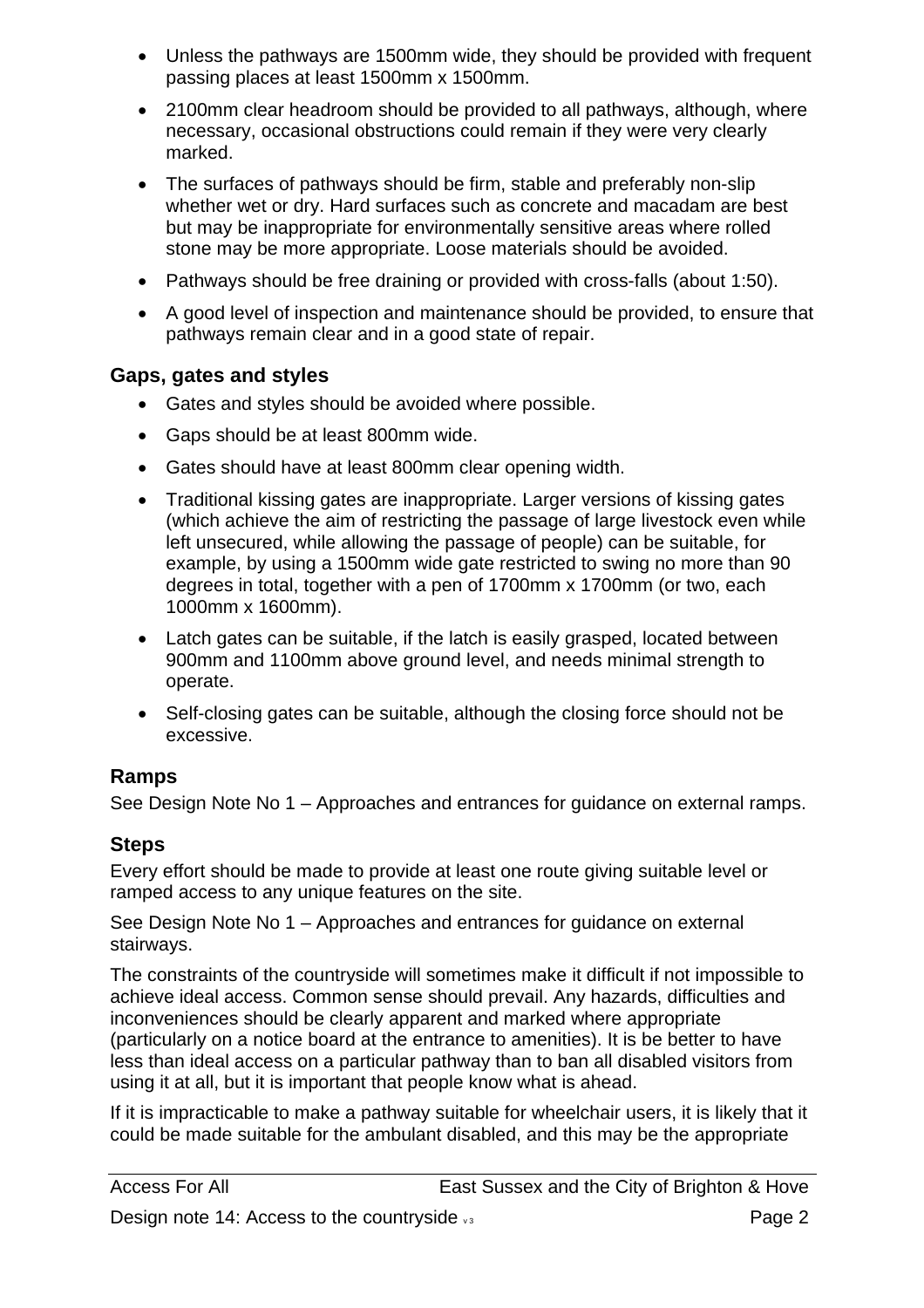- Unless the pathways are 1500mm wide, they should be provided with frequent passing places at least 1500mm x 1500mm.
- 2100mm clear headroom should be provided to all pathways, although, where necessary, occasional obstructions could remain if they were very clearly marked.
- The surfaces of pathways should be firm, stable and preferably non-slip whether wet or dry. Hard surfaces such as concrete and macadam are best but may be inappropriate for environmentally sensitive areas where rolled stone may be more appropriate. Loose materials should be avoided.
- Pathways should be free draining or provided with cross-falls (about 1:50).
- A good level of inspection and maintenance should be provided, to ensure that pathways remain clear and in a good state of repair.

### Gaps, gates and styles

- Gates and styles should be avoided where possible.
- Gaps should be at least 800mm wide.
- Gates should have at least 800mm clear opening width.
- Traditional kissing gates are inappropriate. Larger versions of kissing gates (which achieve the aim of restricting the passage of large livestock even while left unsecured, while allowing the passage of people) can be suitable, for example, by using a 1500mm wide gate restricted to swing no more than 90 degrees in total, together with a pen of 1700mm x 1700mm (or two, each 1000mm x 1600mm).
- Latch gates can be suitable, if the latch is easily grasped, located between 900mm and 1100mm above ground level, and needs minimal strength to operate.
- Self-closing gates can be suitable, although the closing force should not be excessive.

### Ramps

See Design Note No 1 – Approaches and entrances for guidance on external ramps.

### Steps

Every effort should be made to provide at least one route giving suitable level or ramped access to any unique features on the site.

See Design Note No 1 – Approaches and entrances for guidance on external stairways.

The constraints of the countryside will sometimes make it difficult if not impossible to achieve ideal access. Common sense should prevail. Any hazards, difficulties and inconveniences should be clearly apparent and marked where appropriate (particularly on a notice board at the entrance to amenities). It is be better to have less than ideal access on a particular pathway than to ban all disabled visitors from using it at all, but it is important that people know what is ahead.

If it is impracticable to make a pathway suitable for wheelchair users, it is likely that it could be made suitable for the ambulant disabled, and this may be the appropriate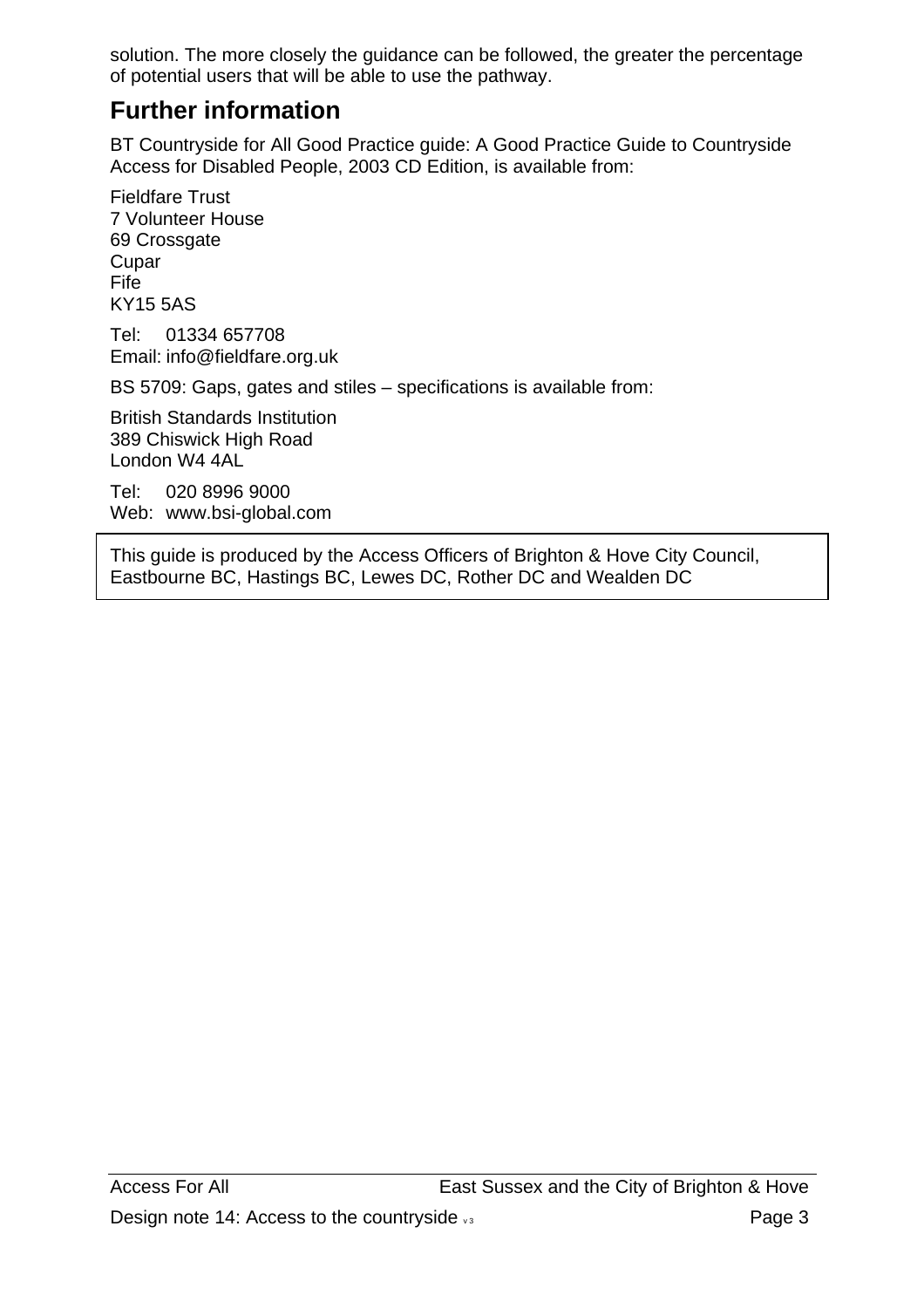solution. The more closely the guidance can be followed, the greater the percentage of potential users that will be able to use the pathway.

## Further information

BT Countryside for All Good Practice guide: A Good Practice Guide to Countryside Access for Disabled People, 2003 CD Edition, is available from:

Fieldfare Trust
7 Volunteer House
69 Crossgate
Cupar
Fife
KY15 5AS

Tel: 01334 657708
Email: info@fieldfare.org.uk

BS 5709: Gaps, gates and stiles – specifications is available from:

British Standards Institution
389 Chiswick High Road
London W4 4AL

Tel: 020 8996 9000
Web: www.bsi-global.com

This guide is produced by the Access Officers of Brighton & Hove City Council, Eastbourne BC, Hastings BC, Lewes DC, Rother DC and Wealden DC